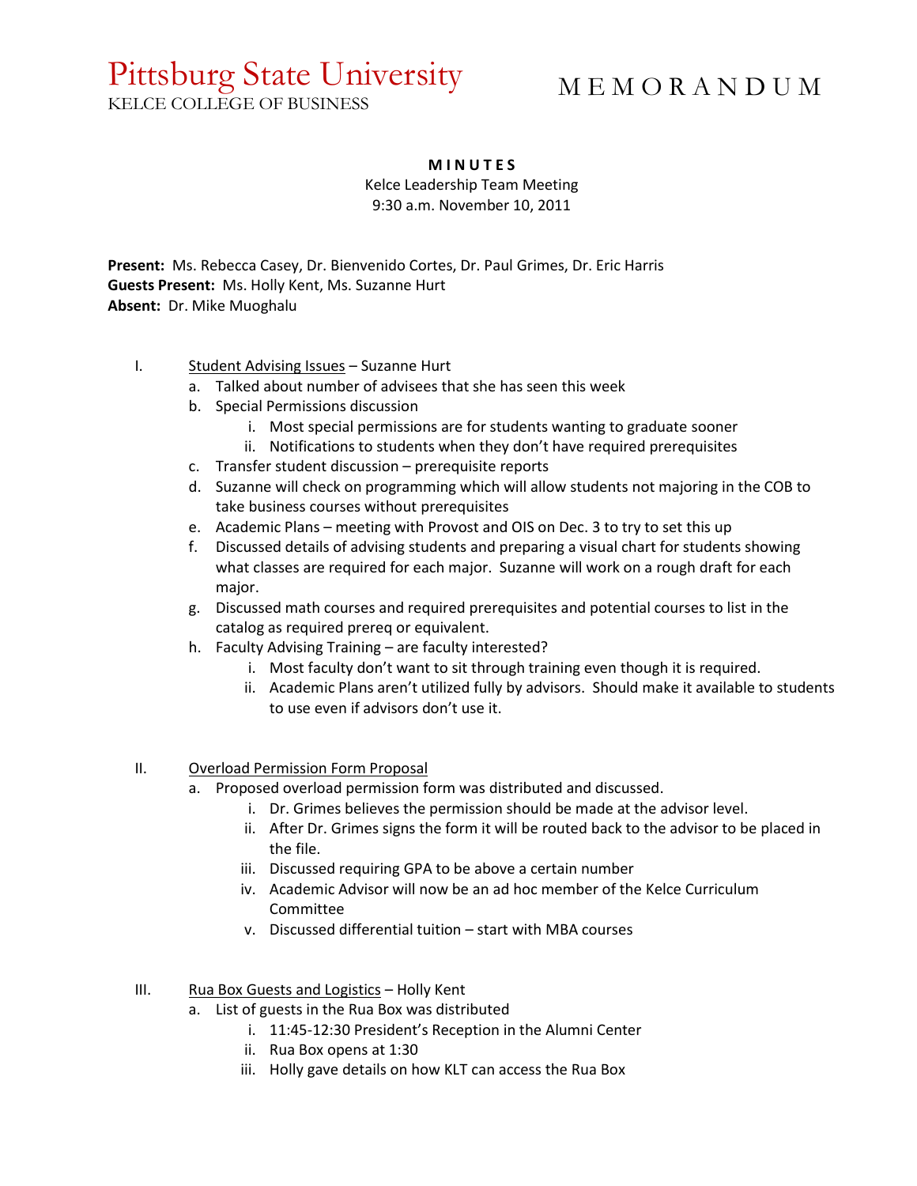# Pittsburg State University
KELCE COLLEGE OF BUSINESS

# M E M O R A N D U M

**M I N U T E S**

Kelce Leadership Team Meeting
9:30 a.m. November 10, 2011

**Present:** Ms. Rebecca Casey, Dr. Bienvenido Cortes, Dr. Paul Grimes, Dr. Eric Harris
**Guests Present:** Ms. Holly Kent, Ms. Suzanne Hurt
**Absent:** Dr. Mike Muoghalu

I. Student Advising Issues – Suzanne Hurt
   a. Talked about number of advisees that she has seen this week
   b. Special Permissions discussion
      i. Most special permissions are for students wanting to graduate sooner
      ii. Notifications to students when they don't have required prerequisites
   c. Transfer student discussion – prerequisite reports
   d. Suzanne will check on programming which will allow students not majoring in the COB to take business courses without prerequisites
   e. Academic Plans – meeting with Provost and OIS on Dec. 3 to try to set this up
   f. Discussed details of advising students and preparing a visual chart for students showing what classes are required for each major. Suzanne will work on a rough draft for each major.
   g. Discussed math courses and required prerequisites and potential courses to list in the catalog as required prereq or equivalent.
   h. Faculty Advising Training – are faculty interested?
      i. Most faculty don't want to sit through training even though it is required.
      ii. Academic Plans aren't utilized fully by advisors. Should make it available to students to use even if advisors don't use it.

II. Overload Permission Form Proposal
   a. Proposed overload permission form was distributed and discussed.
      i. Dr. Grimes believes the permission should be made at the advisor level.
      ii. After Dr. Grimes signs the form it will be routed back to the advisor to be placed in the file.
      iii. Discussed requiring GPA to be above a certain number
      iv. Academic Advisor will now be an ad hoc member of the Kelce Curriculum Committee
      v. Discussed differential tuition – start with MBA courses

III. Rua Box Guests and Logistics – Holly Kent
   a. List of guests in the Rua Box was distributed
      i. 11:45-12:30 President's Reception in the Alumni Center
      ii. Rua Box opens at 1:30
      iii. Holly gave details on how KLT can access the Rua Box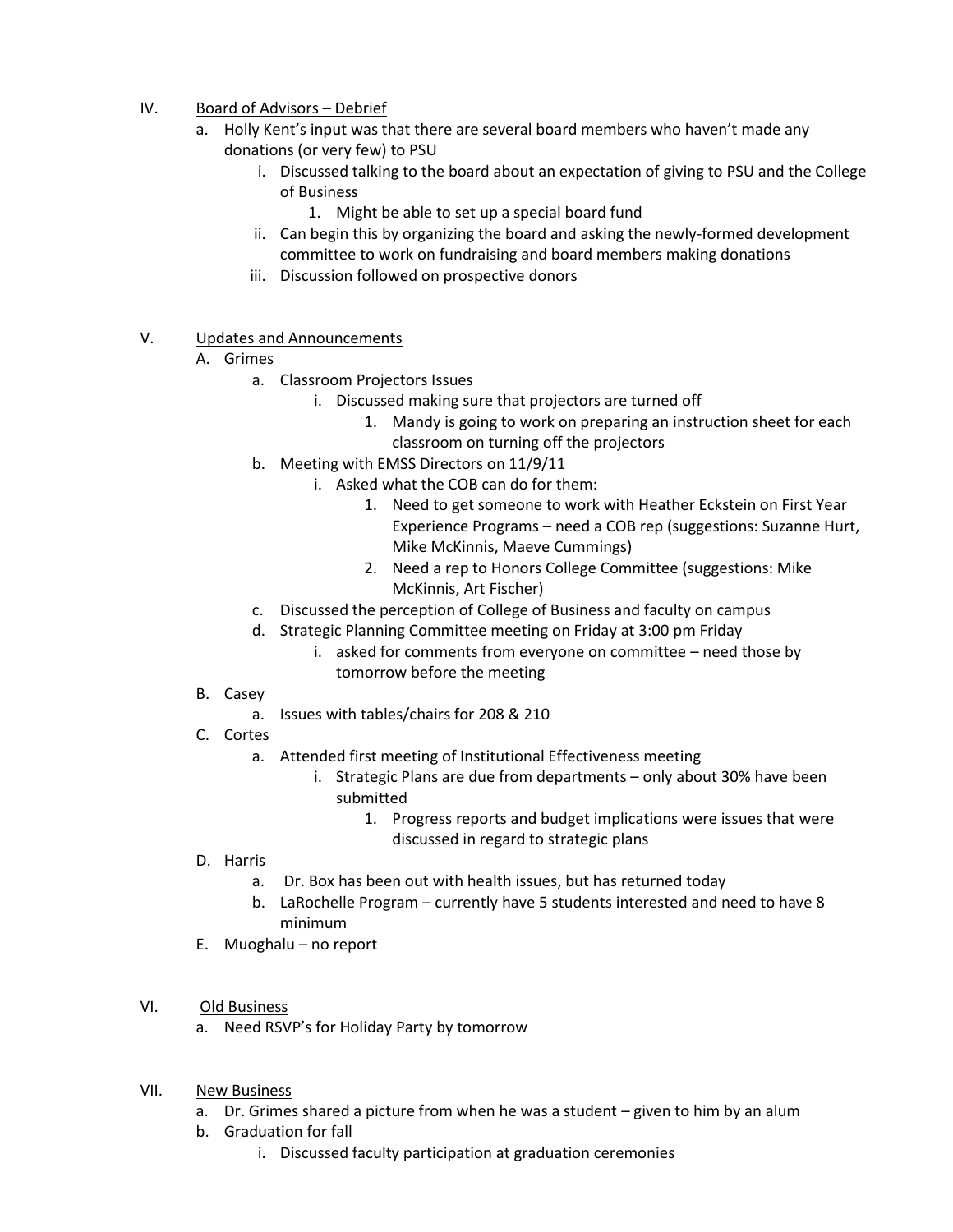IV. Board of Advisors – Debrief

- a. Holly Kent's input was that there are several board members who haven't made any donations (or very few) to PSU
  - i. Discussed talking to the board about an expectation of giving to PSU and the College of Business
    - 1. Might be able to set up a special board fund
  - ii. Can begin this by organizing the board and asking the newly-formed development committee to work on fundraising and board members making donations
  - iii. Discussion followed on prospective donors

V. Updates and Announcements

- A. Grimes
  - a. Classroom Projectors Issues
    - i. Discussed making sure that projectors are turned off
      - 1. Mandy is going to work on preparing an instruction sheet for each classroom on turning off the projectors
  - b. Meeting with EMSS Directors on 11/9/11
    - i. Asked what the COB can do for them:
      - 1. Need to get someone to work with Heather Eckstein on First Year Experience Programs – need a COB rep (suggestions: Suzanne Hurt, Mike McKinnis, Maeve Cummings)
      - 2. Need a rep to Honors College Committee (suggestions: Mike McKinnis, Art Fischer)
  - c. Discussed the perception of College of Business and faculty on campus
  - d. Strategic Planning Committee meeting on Friday at 3:00 pm Friday
    - i. asked for comments from everyone on committee – need those by tomorrow before the meeting
- B. Casey
  - a. Issues with tables/chairs for 208 & 210
- C. Cortes
  - a. Attended first meeting of Institutional Effectiveness meeting
    - i. Strategic Plans are due from departments – only about 30% have been submitted
      - 1. Progress reports and budget implications were issues that were discussed in regard to strategic plans
- D. Harris
  - a. Dr. Box has been out with health issues, but has returned today
  - b. LaRochelle Program – currently have 5 students interested and need to have 8 minimum
- E. Muoghalu – no report

VI. Old Business

- a. Need RSVP's for Holiday Party by tomorrow

VII. New Business

- a. Dr. Grimes shared a picture from when he was a student – given to him by an alum
- b. Graduation for fall
  - i. Discussed faculty participation at graduation ceremonies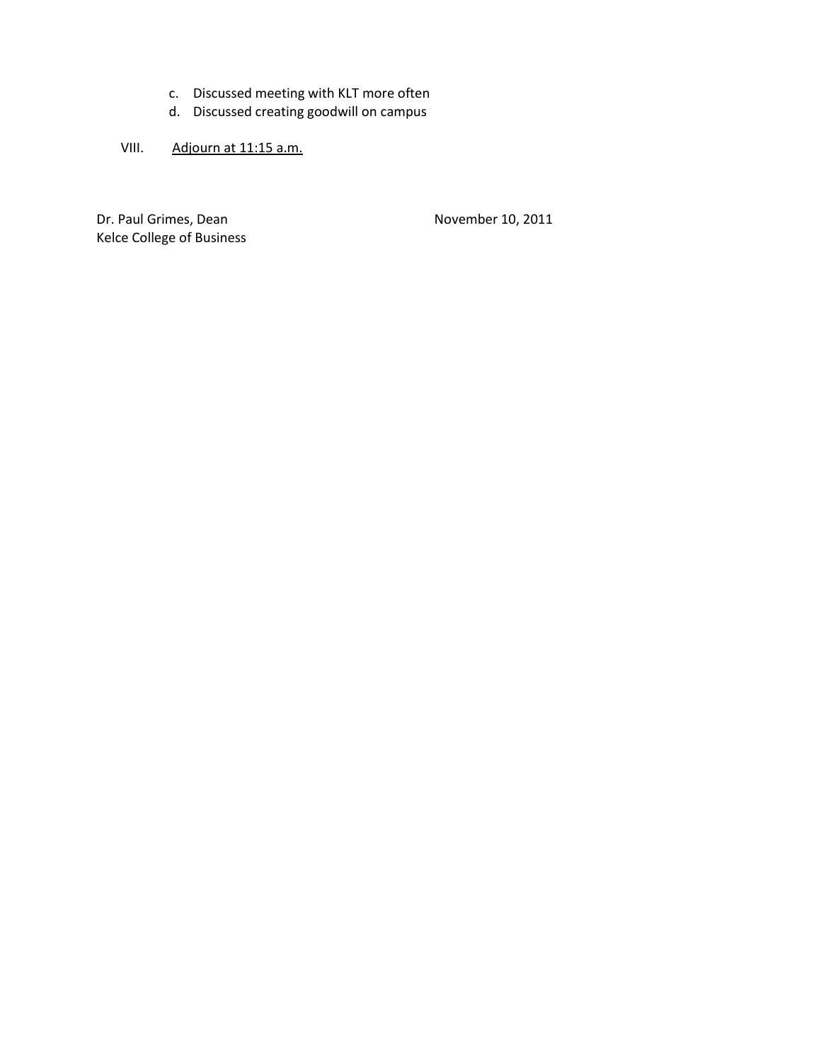c. Discussed meeting with KLT more often
   d. Discussed creating goodwill on campus

VIII. <u>Adjourn at 11:15 a.m.</u>

Dr. Paul Grimes, Dean
Kelce College of Business

November 10, 2011